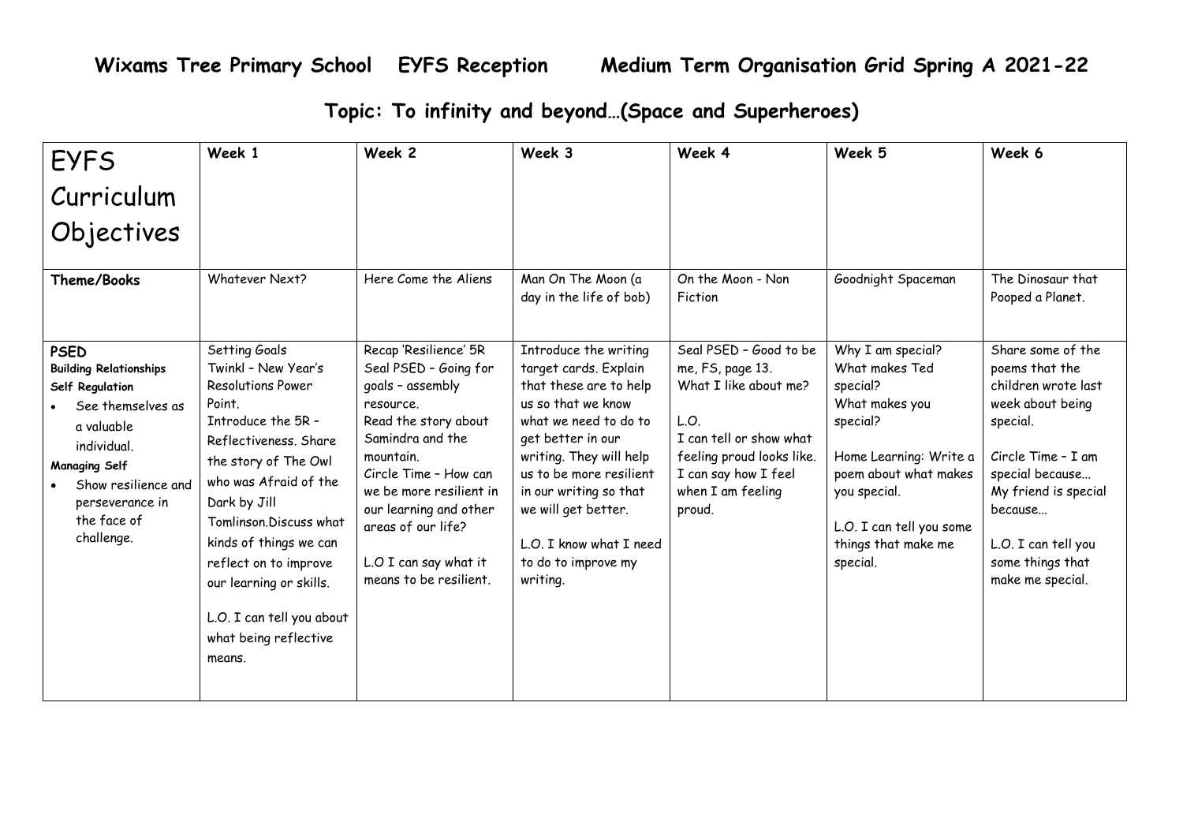# Wixams Tree Primary School EYFS Reception Medium Term Organisation Grid Spring A 2021-22

## Topic: To infinity and beyond…(Space and Superheroes)

| EYFS Curriculum Objectives | Week 1 | Week 2 | Week 3 | Week 4 | Week 5 | Week 6 |
|---|---|---|---|---|---|---|
| **Theme/Books** | Whatever Next? | Here Come the Aliens | Man On The Moon (a day in the life of bob) | On the Moon - Non Fiction | Goodnight Spaceman | The Dinosaur that Pooped a Planet. |
| **PSED**<br>**Building Relationships**<br>**Self Regulation**<br>• See themselves as a valuable individual.<br>**Managing Self**<br>• Show resilience and perseverance in the face of challenge. | Setting Goals<br>Twinkl – New Year's Resolutions Power Point.<br>Introduce the 5R – Reflectiveness. Share the story of The Owl who was Afraid of the Dark by Jill Tomlinson.Discuss what kinds of things we can reflect on to improve our learning or skills.<br><br>L.O. I can tell you about what being reflective means. | Recap 'Resilience' 5R<br>Seal PSED – Going for goals – assembly resource.<br>Read the story about Samindra and the mountain.<br>Circle Time – How can we be more resilient in our learning and other areas of our life?<br><br>L.O I can say what it means to be resilient. | Introduce the writing target cards. Explain that these are to help us so that we know what we need to do to get better in our writing. They will help us to be more resilient in our writing so that we will get better.<br><br>L.O. I know what I need to do to improve my writing. | Seal PSED – Good to be me, FS, page 13.<br>What I like about me?<br><br>L.O.<br>I can tell or show what feeling proud looks like.<br>I can say how I feel when I am feeling proud. | Why I am special?<br>What makes Ted special?<br>What makes you special?<br><br>Home Learning: Write a poem about what makes you special.<br><br>L.O. I can tell you some things that make me special. | Share some of the poems that the children wrote last week about being special.<br><br>Circle Time – I am special because…<br>My friend is special because…<br><br>L.O. I can tell you some things that make me special. |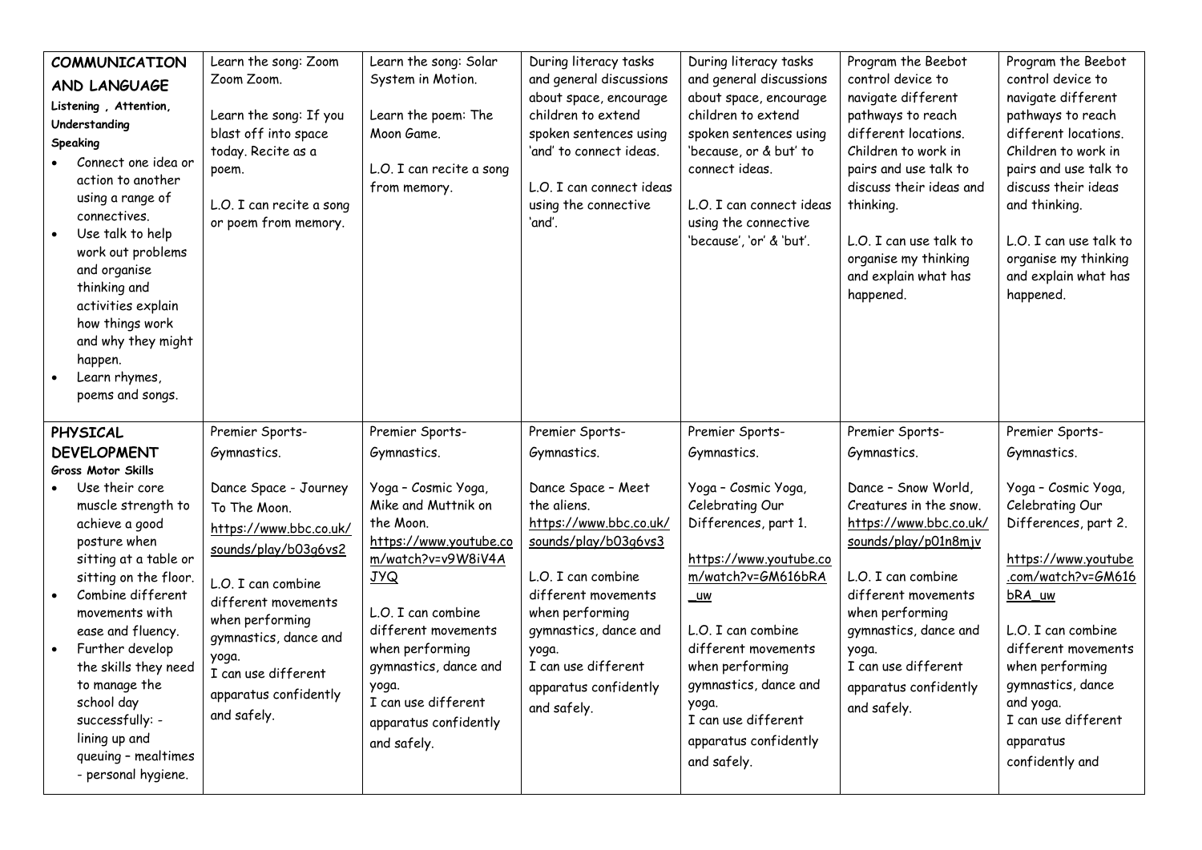| **COMMUNICATION AND LANGUAGE**<br>**Listening , Attention, Understanding**<br>**Speaking**<br>• Connect one idea or action to another using a range of connectives.<br>• Use talk to help work out problems and organise thinking and activities explain how things work and why they might happen.<br>• Learn rhymes, poems and songs. | Learn the song: Zoom Zoom Zoom.<br><br>Learn the song: If you blast off into space today. Recite as a poem.<br><br>L.O. I can recite a song or poem from memory. | Learn the song: Solar System in Motion.<br><br>Learn the poem: The Moon Game.<br><br>L.O. I can recite a song from memory. | During literacy tasks and general discussions about space, encourage children to extend spoken sentences using 'and' to connect ideas.<br><br>L.O. I can connect ideas using the connective 'and'. | During literacy tasks and general discussions about space, encourage children to extend spoken sentences using 'because, or & but' to connect ideas.<br><br>L.O. I can connect ideas using the connective 'because', 'or' & 'but'. | Program the Beebot control device to navigate different pathways to reach different locations. Children to work in pairs and use talk to discuss their ideas and thinking.<br><br>L.O. I can use talk to organise my thinking and explain what has happened. | Program the Beebot control device to navigate different pathways to reach different locations. Children to work in pairs and use talk to discuss their ideas and thinking.<br><br>L.O. I can use talk to organise my thinking and explain what has happened. |
|---|---|---|---|---|---|---|
| **PHYSICAL DEVELOPMENT**<br>**Gross Motor Skills**<br>• Use their core muscle strength to achieve a good posture when sitting at a table or sitting on the floor.<br>• Combine different movements with ease and fluency.<br>• Further develop the skills they need to manage the school day successfully: - lining up and queuing – mealtimes - personal hygiene. | Premier Sports- Gymnastics.<br><br>Dance Space - Journey To The Moon.<br>https://www.bbc.co.uk/sounds/play/b03g6vs2<br><br>L.O. I can combine different movements when performing gymnastics, dance and yoga.<br>I can use different apparatus confidently and safely. | Premier Sports- Gymnastics.<br><br>Yoga – Cosmic Yoga, Mike and Muttnik on the Moon.<br>https://www.youtube.com/watch?v=v9W8iV4AJYQ<br><br>L.O. I can combine different movements when performing gymnastics, dance and yoga.<br>I can use different apparatus confidently and safely. | Premier Sports- Gymnastics.<br><br>Dance Space – Meet the aliens.<br>https://www.bbc.co.uk/sounds/play/b03g6vs3<br><br>L.O. I can combine different movements when performing gymnastics, dance and yoga.<br>I can use different apparatus confidently and safely. | Premier Sports- Gymnastics.<br><br>Yoga – Cosmic Yoga, Celebrating Our Differences, part 1.<br><br>https://www.youtube.com/watch?v=GM616bRA_uw<br><br>L.O. I can combine different movements when performing gymnastics, dance and yoga.<br>I can use different apparatus confidently and safely. | Premier Sports- Gymnastics.<br><br>Dance – Snow World, Creatures in the snow.<br>https://www.bbc.co.uk/sounds/play/p01n8mjv<br><br>L.O. I can combine different movements when performing gymnastics, dance and yoga.<br>I can use different apparatus confidently and safely. | Premier Sports- Gymnastics.<br><br>Yoga – Cosmic Yoga, Celebrating Our Differences, part 2.<br><br>https://www.youtube.com/watch?v=GM616bRA_uw<br><br>L.O. I can combine different movements when performing gymnastics, dance and yoga.<br>I can use different apparatus confidently and |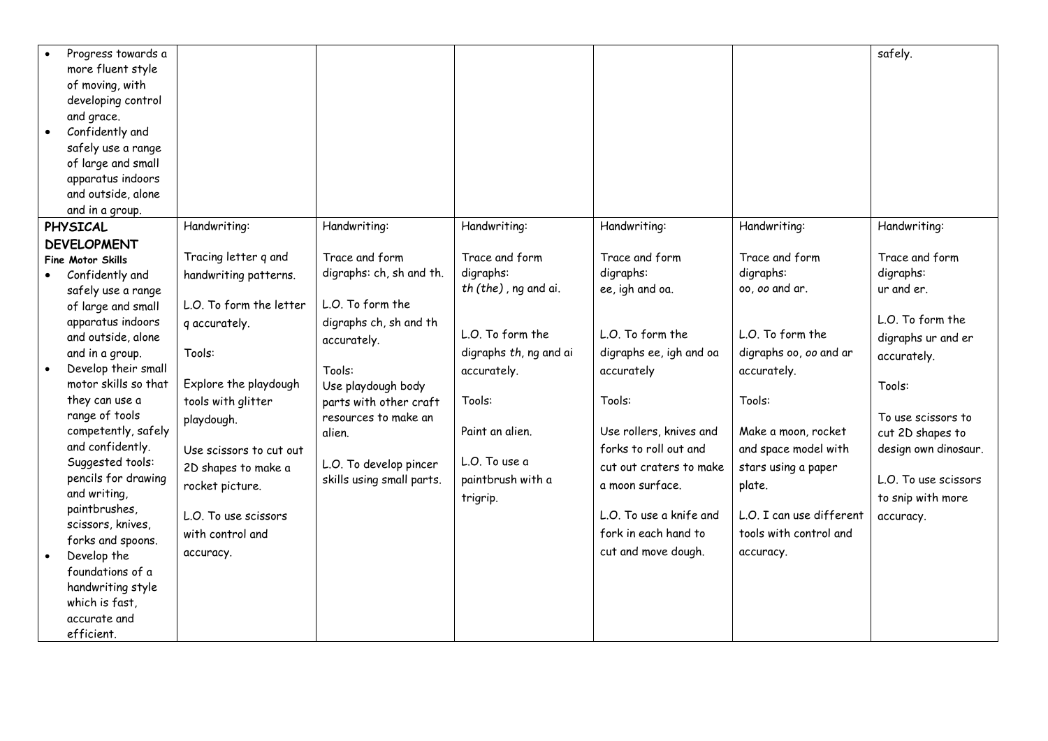| | | | | | | |
|---|---|---|---|---|---|---|
| • Progress towards a more fluent style of moving, with developing control and grace.<br>• Confidently and safely use a range of large and small apparatus indoors and outside, alone and in a group. | | | | | | safely. |
| **PHYSICAL DEVELOPMENT**<br>**Fine Motor Skills**<br>• Confidently and safely use a range of large and small apparatus indoors and outside, alone and in a group.<br>• Develop their small motor skills so that they can use a range of tools competently, safely and confidently. Suggested tools: pencils for drawing and writing, paintbrushes, scissors, knives, forks and spoons.<br>• Develop the foundations of a handwriting style which is fast, accurate and efficient. | Handwriting:<br><br>Tracing letter q and handwriting patterns.<br><br>L.O. To form the letter q accurately.<br><br>Tools:<br><br>Explore the playdough tools with glitter playdough.<br><br>Use scissors to cut out 2D shapes to make a rocket picture.<br><br>L.O. To use scissors with control and accuracy. | Handwriting:<br><br>Trace and form digraphs: ch, sh and th.<br><br>L.O. To form the digraphs ch, sh and th accurately.<br><br>Tools:<br>Use playdough body parts with other craft resources to make an alien.<br><br>L.O. To develop pincer skills using small parts. | Handwriting:<br><br>Trace and form digraphs:<br>*th (the)*, ng and ai.<br><br>L.O. To form the digraphs *th*, ng and ai accurately.<br><br>Tools:<br><br>Paint an alien.<br><br>L.O. To use a paintbrush with a trigrip. | Handwriting:<br><br>Trace and form digraphs:<br>ee, igh and oa.<br><br>L.O. To form the digraphs ee, igh and oa accurately<br><br>Tools:<br><br>Use rollers, knives and forks to roll out and cut out craters to make a moon surface.<br><br>L.O. To use a knife and fork in each hand to cut and move dough. | Handwriting:<br><br>Trace and form digraphs:<br>oo, *oo* and ar.<br><br>L.O. To form the digraphs oo, *oo* and ar accurately.<br><br>Tools:<br><br>Make a moon, rocket and space model with stars using a paper plate.<br><br>L.O. I can use different tools with control and accuracy. | Handwriting:<br><br>Trace and form digraphs:<br>ur and er.<br><br>L.O. To form the digraphs ur and er accurately.<br><br>Tools:<br><br>To use scissors to cut 2D shapes to design own dinosaur.<br><br>L.O. To use scissors to snip with more accuracy. |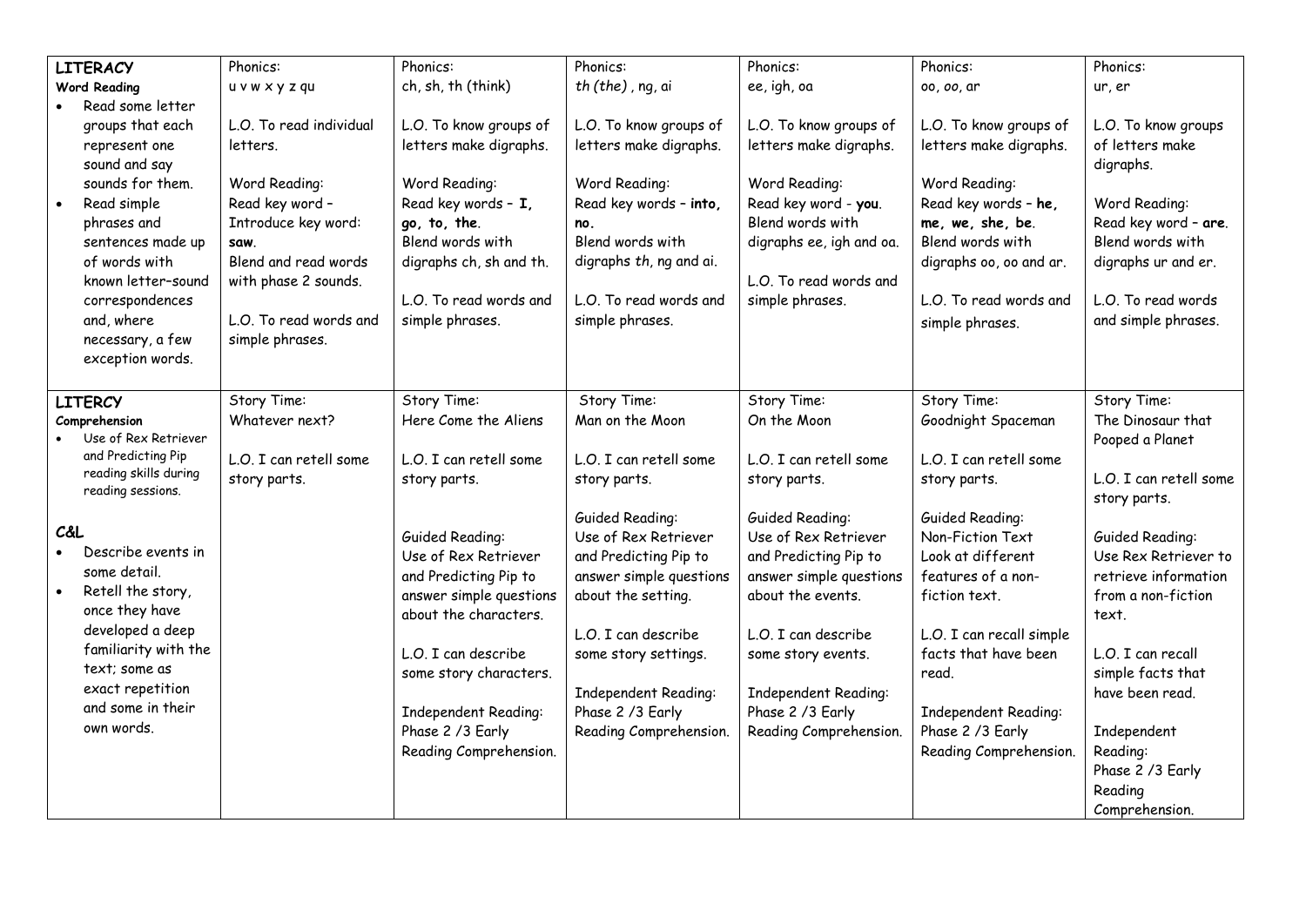| **LITERACY**<br>**Word Reading**<br>• Read some letter groups that each represent one sound and say sounds for them.<br>• Read simple phrases and sentences made up of words with known letter–sound correspondences and, where necessary, a few exception words. | Phonics:<br>u v w x y z qu<br><br>L.O. To read individual letters.<br><br>Word Reading:<br>Read key word –<br>Introduce key word: **saw**.<br>Blend and read words with phase 2 sounds.<br><br>L.O. To read words and simple phrases. | Phonics:<br>ch, sh, th (think)<br><br>L.O. To know groups of letters make digraphs.<br><br>Word Reading:<br>Read key words – **I, go, to, the**.<br>Blend words with digraphs ch, sh and th.<br><br>L.O. To read words and simple phrases. | Phonics:<br>*th (the)* , ng, ai<br><br>L.O. To know groups of letters make digraphs.<br><br>Word Reading:<br>Read key words – **into, no.**<br>Blend words with digraphs *th*, ng and ai.<br><br>L.O. To read words and simple phrases. | Phonics:<br>ee, igh, oa<br><br>L.O. To know groups of letters make digraphs.<br><br>Word Reading:<br>Read key word - **you**.<br>Blend words with digraphs ee, igh and oa.<br><br>L.O. To read words and simple phrases. | Phonics:<br>oo, *oo*, ar<br><br>L.O. To know groups of letters make digraphs.<br><br>Word Reading:<br>Read key words – **he, me, we, she, be**.<br>Blend words with digraphs oo, oo and ar.<br><br>L.O. To read words and simple phrases. | Phonics:<br>ur, er<br><br>L.O. To know groups of letters make digraphs.<br><br>Word Reading:<br>Read key word – **are**.<br>Blend words with digraphs ur and er.<br><br>L.O. To read words and simple phrases. |
|---|---|---|---|---|---|---|
| **LITERCY**<br>**Comprehension**<br>• Use of Rex Retriever and Predicting Pip reading skills during reading sessions.<br><br>**C&L**<br>• Describe events in some detail.<br>• Retell the story, once they have developed a deep familiarity with the text; some as exact repetition and some in their own words. | Story Time:<br>Whatever next?<br><br>L.O. I can retell some story parts. | Story Time:<br>Here Come the Aliens<br><br>L.O. I can retell some story parts.<br><br>Guided Reading:<br>Use of Rex Retriever and Predicting Pip to answer simple questions about the characters.<br><br>L.O. I can describe some story characters.<br><br>Independent Reading:<br>Phase 2 /3 Early Reading Comprehension. | Story Time:<br>Man on the Moon<br><br>L.O. I can retell some story parts.<br><br>Guided Reading:<br>Use of Rex Retriever and Predicting Pip to answer simple questions about the setting.<br><br>L.O. I can describe some story settings.<br><br>Independent Reading:<br>Phase 2 /3 Early Reading Comprehension. | Story Time:<br>On the Moon<br><br>L.O. I can retell some story parts.<br><br>Guided Reading:<br>Use of Rex Retriever and Predicting Pip to answer simple questions about the events.<br><br>L.O. I can describe some story events.<br><br>Independent Reading:<br>Phase 2 /3 Early Reading Comprehension. | Story Time:<br>Goodnight Spaceman<br><br>L.O. I can retell some story parts.<br><br>Guided Reading:<br>Non-Fiction Text<br>Look at different features of a non-fiction text.<br><br>L.O. I can recall simple facts that have been read.<br><br>Independent Reading:<br>Phase 2 /3 Early Reading Comprehension. | Story Time:<br>The Dinosaur that Pooped a Planet<br><br>L.O. I can retell some story parts.<br><br>Guided Reading:<br>Use Rex Retriever to retrieve information from a non-fiction text.<br><br>L.O. I can recall simple facts that have been read.<br><br>Independent Reading:<br>Phase 2 /3 Early Reading Comprehension. |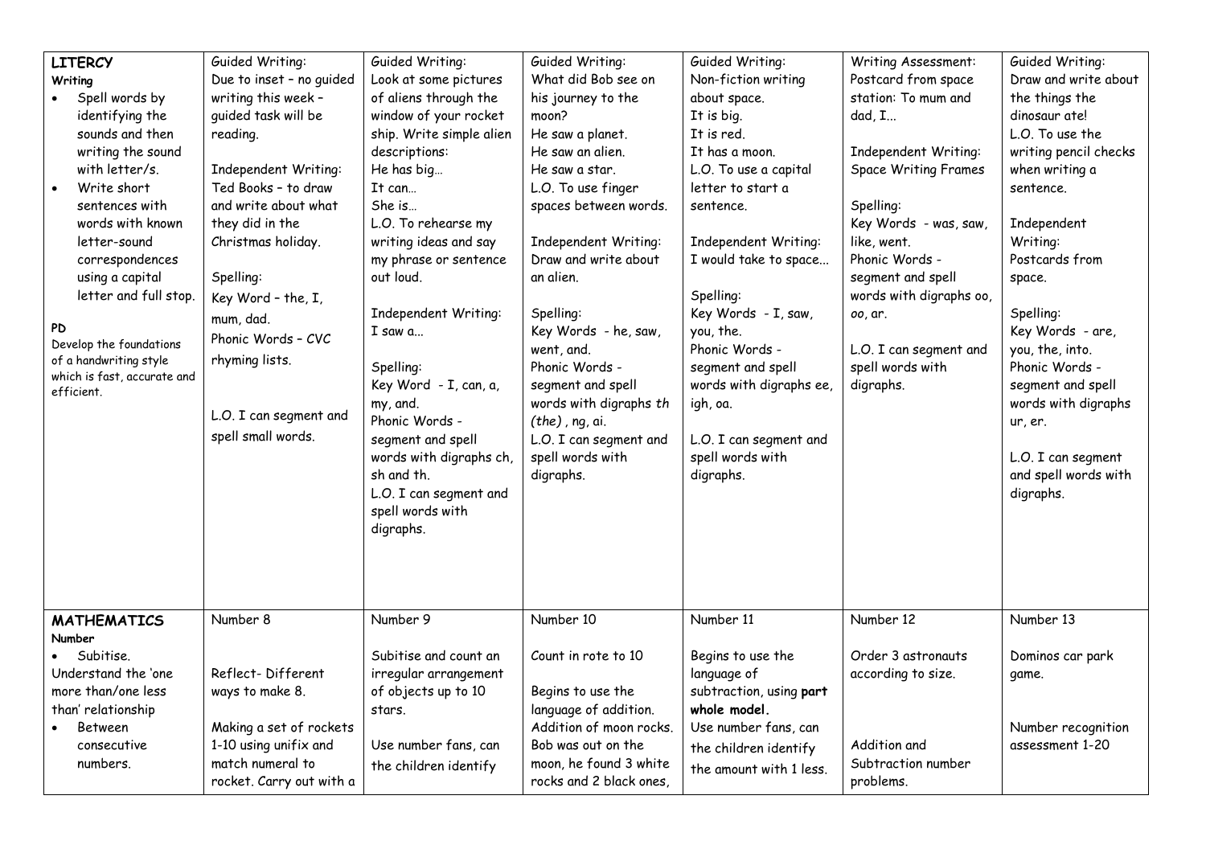| **LITERCY**<br>**Writing**<br>• Spell words by identifying the sounds and then writing the sound with letter/s.<br>• Write short sentences with words with known letter-sound correspondences using a capital letter and full stop.<br><br>**PD**<br>Develop the foundations of a handwriting style which is fast, accurate and efficient. | Guided Writing:<br>Due to inset – no guided writing this week – guided task will be reading.<br><br>Independent Writing:<br>Ted Books – to draw and write about what they did in the Christmas holiday.<br><br>Spelling:<br>Key Word – the, I, mum, dad.<br>Phonic Words – CVC rhyming lists.<br><br>L.O. I can segment and spell small words. | Guided Writing:<br>Look at some pictures of aliens through the window of your rocket ship. Write simple alien descriptions:<br>He has big…<br>It can…<br>She is…<br>L.O. To rehearse my writing ideas and say my phrase or sentence out loud.<br><br>Independent Writing:<br>I saw a...<br><br>Spelling:<br>Key Word - I, can, a, my, and.<br>Phonic Words - segment and spell words with digraphs ch, sh and th.<br>L.O. I can segment and spell words with digraphs. | Guided Writing:<br>What did Bob see on his journey to the moon?<br>He saw a planet.<br>He saw an alien.<br>He saw a star.<br>L.O. To use finger spaces between words.<br><br>Independent Writing:<br>Draw and write about an alien.<br><br>Spelling:<br>Key Words - he, saw, went, and.<br>Phonic Words - segment and spell words with digraphs *th (the)*, ng, ai.<br>L.O. I can segment and spell words with digraphs. | Guided Writing:<br>Non-fiction writing about space.<br>It is big.<br>It is red.<br>It has a moon.<br>L.O. To use a capital letter to start a sentence.<br><br>Independent Writing:<br>I would take to space...<br><br>Spelling:<br>Key Words - I, saw, you, the.<br>Phonic Words - segment and spell words with digraphs ee, igh, oa.<br><br>L.O. I can segment and spell words with digraphs. | Writing Assessment:<br>Postcard from space station: To mum and dad, I...<br><br>Independent Writing:<br>Space Writing Frames<br><br>Spelling:<br>Key Words - was, saw, like, went.<br>Phonic Words - segment and spell words with digraphs oo, oo, ar.<br><br>L.O. I can segment and spell words with digraphs. | Guided Writing:<br>Draw and write about the things the dinosaur ate!<br>L.O. To use the writing pencil checks when writing a sentence.<br><br>Independent Writing:<br>Postcards from space.<br><br>Spelling:<br>Key Words - are, you, the, into.<br>Phonic Words - segment and spell words with digraphs ur, er.<br><br>L.O. I can segment and spell words with digraphs. |
|---|---|---|---|---|---|---|
| **MATHEMATICS**<br>**Number**<br>• Subitise.<br>Understand the 'one more than/one less than' relationship<br>• Between consecutive numbers. | Number 8<br><br>Reflect- Different ways to make 8.<br><br>Making a set of rockets 1-10 using unifix and match numeral to rocket. Carry out with a | Number 9<br><br>Subitise and count an irregular arrangement of objects up to 10 stars.<br><br>Use number fans, can the children identify | Number 10<br><br>Count in rote to 10<br><br>Begins to use the language of addition.<br>Addition of moon rocks. Bob was out on the moon, he found 3 white rocks and 2 black ones, | Number 11<br><br>Begins to use the language of subtraction, using **part whole model.**<br>Use number fans, can the children identify the amount with 1 less. | Number 12<br><br>Order 3 astronauts according to size.<br><br>Addition and Subtraction number problems. | Number 13<br><br>Dominos car park game.<br><br>Number recognition assessment 1-20 |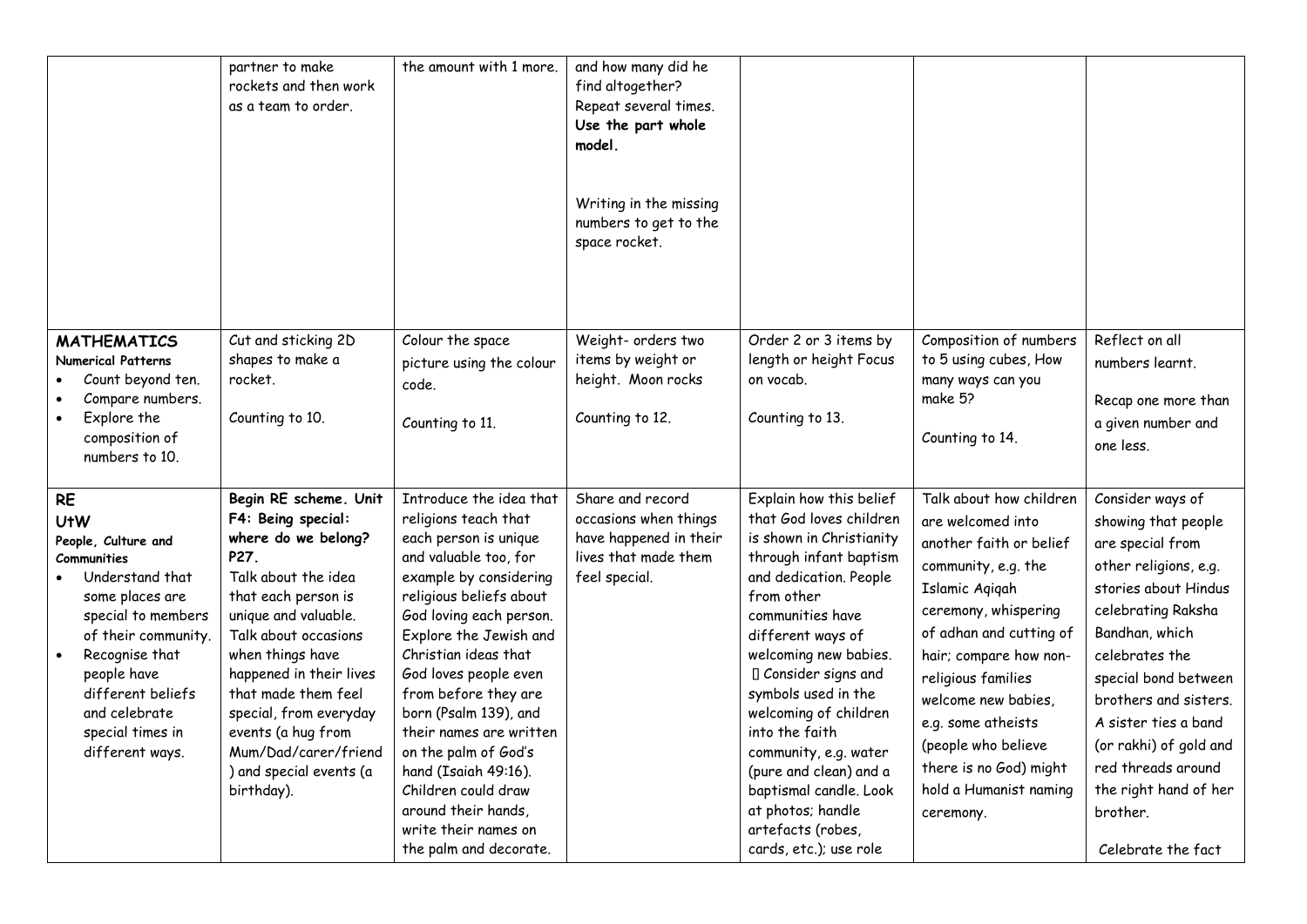| | | | | | | |
|---|---|---|---|---|---|---|
| | partner to make rockets and then work as a team to order. | the amount with 1 more. | and how many did he find altogether? Repeat several times. **Use the part whole model.**<br><br>Writing in the missing numbers to get to the space rocket. | | | |
| **MATHEMATICS**<br>**Numerical Patterns**<br>• Count beyond ten.<br>• Compare numbers.<br>• Explore the composition of numbers to 10. | Cut and sticking 2D shapes to make a rocket.<br><br>Counting to 10. | Colour the space picture using the colour code.<br><br>Counting to 11. | Weight- orders two items by weight or height. Moon rocks<br><br>Counting to 12. | Order 2 or 3 items by length or height Focus on vocab.<br><br>Counting to 13. | Composition of numbers to 5 using cubes, How many ways can you make 5?<br><br>Counting to 14. | Reflect on all numbers learnt.<br><br>Recap one more than a given number and one less. |
| **RE**<br>**UtW**<br>**People, Culture and Communities**<br>• Understand that some places are special to members of their community.<br>• Recognise that people have different beliefs and celebrate special times in different ways. | **Begin RE scheme. Unit F4: Being special: where do we belong? P27.**<br>Talk about the idea that each person is unique and valuable.<br>Talk about occasions when things have happened in their lives that made them feel special, from everyday events (a hug from Mum/Dad/carer/friend) and special events (a birthday). | Introduce the idea that religions teach that each person is unique and valuable too, for example by considering religious beliefs about God loving each person. Explore the Jewish and Christian ideas that God loves people even from before they are born (Psalm 139), and their names are written on the palm of God's hand (Isaiah 49:16). Children could draw around their hands, write their names on the palm and decorate. | Share and record occasions when things have happened in their lives that made them feel special. | Explain how this belief that God loves children is shown in Christianity through infant baptism and dedication. People from other communities have different ways of welcoming new babies.<br> Consider signs and symbols used in the welcoming of children into the faith community, e.g. water (pure and clean) and a baptismal candle. Look at photos; handle artefacts (robes, cards, etc.); use role | Talk about how children are welcomed into another faith or belief community, e.g. the Islamic Aqiqah ceremony, whispering of adhan and cutting of hair; compare how non-religious families welcome new babies, e.g. some atheists (people who believe there is no God) might hold a Humanist naming ceremony. | Consider ways of showing that people are special from other religions, e.g. stories about Hindus celebrating Raksha Bandhan, which celebrates the special bond between brothers and sisters. A sister ties a band (or rakhi) of gold and red threads around the right hand of her brother.<br><br>Celebrate the fact |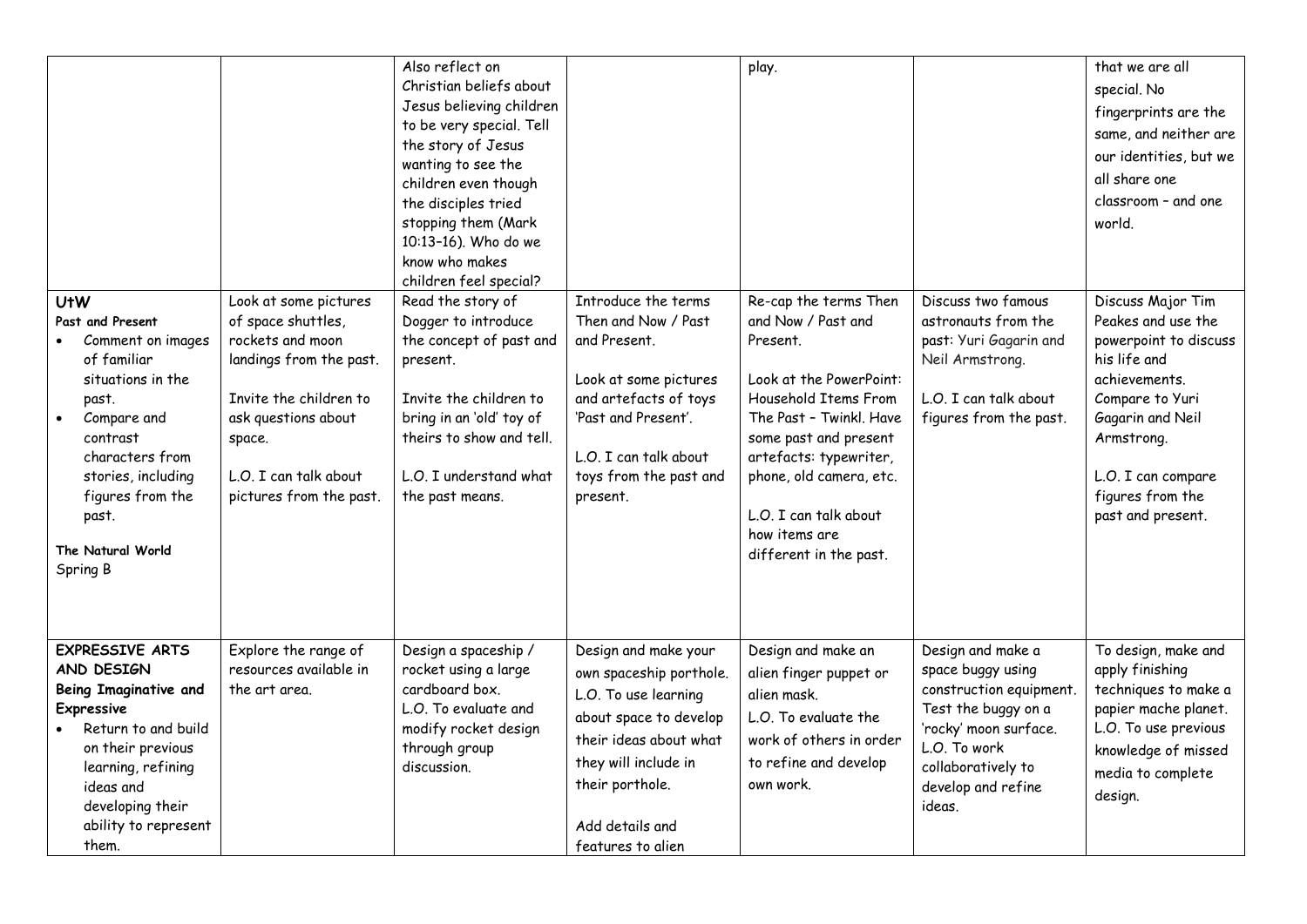|  |  | Also reflect on Christian beliefs about Jesus believing children to be very special. Tell the story of Jesus wanting to see the children even though the disciples tried stopping them (Mark 10:13–16). Who do we know who makes children feel special? |  | play. |  | that we are all special. No fingerprints are the same, and neither are our identities, but we all share one classroom – and one world. |
|---|---|---|---|---|---|---|
| **UtW**<br>**Past and Present**<br>• Comment on images of familiar situations in the past.<br>• Compare and contrast characters from stories, including figures from the past.<br><br>**The Natural World**<br>Spring B | Look at some pictures of space shuttles, rockets and moon landings from the past.<br><br>Invite the children to ask questions about space.<br><br>L.O. I can talk about pictures from the past. | Read the story of Dogger to introduce the concept of past and present.<br><br>Invite the children to bring in an 'old' toy of theirs to show and tell.<br><br>L.O. I understand what the past means. | Introduce the terms Then and Now / Past and Present.<br><br>Look at some pictures and artefacts of toys 'Past and Present'.<br><br>L.O. I can talk about toys from the past and present. | Re-cap the terms Then and Now / Past and Present.<br><br>Look at the PowerPoint: Household Items From The Past – Twinkl. Have some past and present artefacts: typewriter, phone, old camera, etc.<br><br>L.O. I can talk about how items are different in the past. | Discuss two famous astronauts from the past: Yuri Gagarin and Neil Armstrong.<br><br>L.O. I can talk about figures from the past. | Discuss Major Tim Peakes and use the powerpoint to discuss his life and achievements. Compare to Yuri Gagarin and Neil Armstrong.<br><br>L.O. I can compare figures from the past and present. |
| **EXPRESSIVE ARTS AND DESIGN**<br>**Being Imaginative and Expressive**<br>• Return to and build on their previous learning, refining ideas and developing their ability to represent them. | Explore the range of resources available in the art area. | Design a spaceship / rocket using a large cardboard box.<br>L.O. To evaluate and modify rocket design through group discussion. | Design and make your own spaceship porthole.<br>L.O. To use learning about space to develop their ideas about what they will include in their porthole.<br><br>Add details and features to alien | Design and make an alien finger puppet or alien mask.<br>L.O. To evaluate the work of others in order to refine and develop own work. | Design and make a space buggy using construction equipment. Test the buggy on a 'rocky' moon surface.<br>L.O. To work collaboratively to develop and refine ideas. | To design, make and apply finishing techniques to make a papier mache planet.<br>L.O. To use previous knowledge of missed media to complete design. |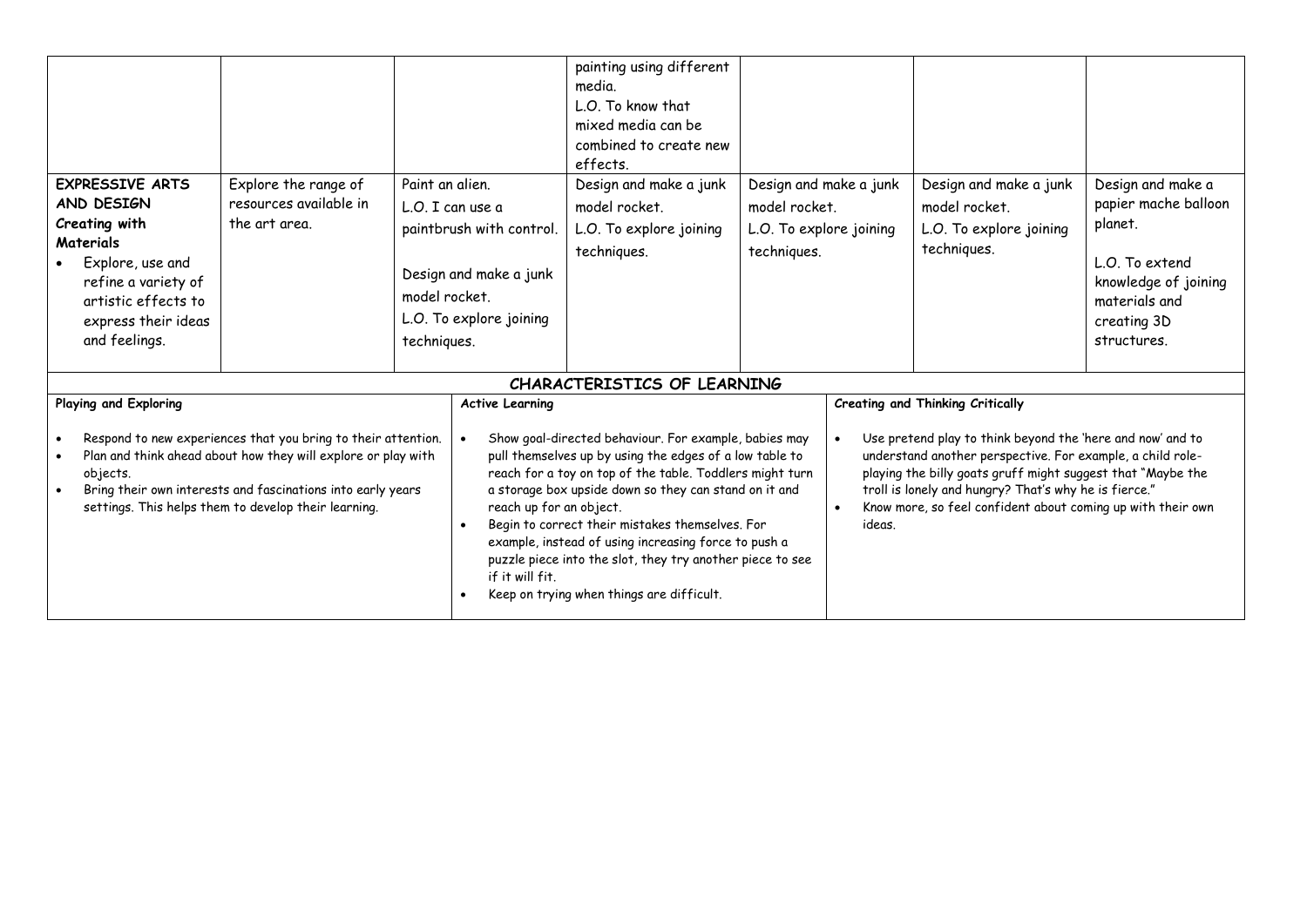| | | | | | | |
|---|---|---|---|---|---|---|
| | | | painting using different media.<br>L.O. To know that mixed media can be combined to create new effects. | | | |
| **EXPRESSIVE ARTS AND DESIGN**<br>***Creating with Materials***<br>• Explore, use and refine a variety of artistic effects to express their ideas and feelings. | Explore the range of resources available in the art area. | Paint an alien.<br>L.O. I can use a paintbrush with control.<br><br>Design and make a junk model rocket.<br>L.O. To explore joining techniques. | Design and make a junk model rocket.<br>L.O. To explore joining techniques. | Design and make a junk model rocket.<br>L.O. To explore joining techniques. | Design and make a junk model rocket.<br>L.O. To explore joining techniques. | Design and make a papier mache balloon planet.<br><br>L.O. To extend knowledge of joining materials and creating 3D structures. |

## CHARACTERISTICS OF LEARNING

| ***Playing and Exploring*** | ***Active Learning*** | ***Creating and Thinking Critically*** |
|---|---|---|
| • Respond to new experiences that you bring to their attention.<br>• Plan and think ahead about how they will explore or play with objects.<br>• Bring their own interests and fascinations into early years settings. This helps them to develop their learning. | • Show goal-directed behaviour. For example, babies may pull themselves up by using the edges of a low table to reach for a toy on top of the table. Toddlers might turn a storage box upside down so they can stand on it and reach up for an object.<br>• Begin to correct their mistakes themselves. For example, instead of using increasing force to push a puzzle piece into the slot, they try another piece to see if it will fit.<br>• Keep on trying when things are difficult. | • Use pretend play to think beyond the 'here and now' and to understand another perspective. For example, a child role-playing the billy goats gruff might suggest that "Maybe the troll is lonely and hungry? That's why he is fierce."<br>• Know more, so feel confident about coming up with their own ideas. |